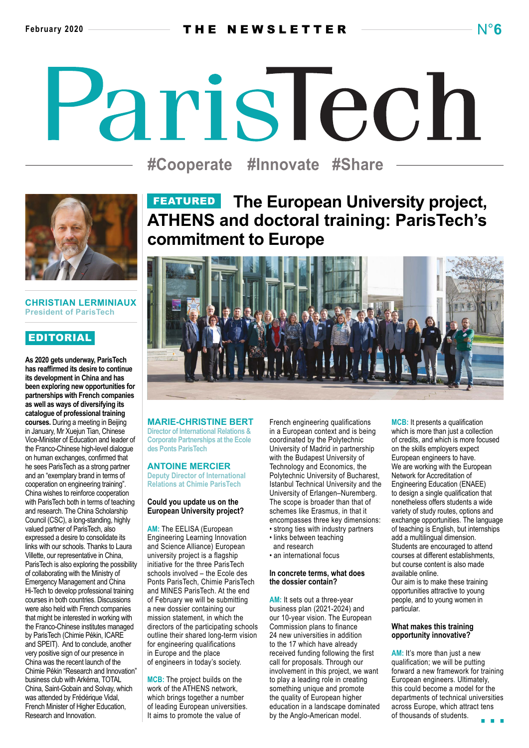February 2020 — THE NEWSLETTER — N°6

# ParisTech

#Cooperate #Innovate #Share

**CHRISTIAN LERMINIAUX**
President of ParisTech

## EDITORIAL

**As 2020 gets underway, ParisTech has reaffirmed its desire to continue its development in China and has been exploring new opportunities for partnerships with French companies as well as ways of diversifying its catalogue of professional training courses.** During a meeting in Beijing in January, Mr Xuejun Tian, Chinese Vice-Minister of Education and leader of the Franco-Chinese high-level dialogue on human exchanges, confirmed that he sees ParisTech as a strong partner and an "exemplary brand in terms of cooperation on engineering training". China wishes to reinforce cooperation with ParisTech both in terms of teaching and research. The China Scholarship Council (CSC), a long-standing, highly valued partner of ParisTech, also expressed a desire to consolidate its links with our schools. Thanks to Laura Villette, our representative in China, ParisTech is also exploring the possibility of collaborating with the Ministry of Emergency Management and China Hi-Tech to develop professional training courses in both countries. Discussions were also held with French companies that might be interested in working with the Franco-Chinese institutes managed by ParisTech (Chimie Pékin, ICARE and SPEIT). And to conclude, another very positive sign of our presence in China was the recent launch of the Chimie Pékin "Research and Innovation" business club with Arkéma, TOTAL China, Saint-Gobain and Solvay, which was attended by Frédérique Vidal, French Minister of Higher Education, Research and Innovation.

## FEATURED The European University project, ATHENS and doctoral training: ParisTech's commitment to Europe

**MARIE-CHRISTINE BERT**
Director of International Relations & Corporate Partnerships at the Ecole des Ponts ParisTech

**ANTOINE MERCIER**
Deputy Director of International Relations at Chimie ParisTech

**Could you update us on the European University project?**

**AM:** The EELISA (European Engineering Learning Innovation and Science Alliance) European university project is a flagship initiative for the three ParisTech schools involved – the Ecole des Ponts ParisTech, Chimie ParisTech and MINES ParisTech. At the end of February we will be submitting a new dossier containing our mission statement, in which the directors of the participating schools outline their shared long-term vision for engineering qualifications in Europe and the place of engineers in today's society.

**MCB:** The project builds on the work of the ATHENS network, which brings together a number of leading European universities. It aims to promote the value of French engineering qualifications in a European context and is being coordinated by the Polytechnic University of Madrid in partnership with the Budapest University of Technology and Economics, the Polytechnic University of Bucharest, Istanbul Technical University and the University of Erlangen–Nuremberg. The scope is broader than that of schemes like Erasmus, in that it encompasses three key dimensions:

- strong ties with industry partners
- links between teaching and research
- an international focus

**In concrete terms, what does the dossier contain?**

**AM:** It sets out a three-year business plan (2021-2024) and our 10-year vision. The European Commission plans to finance 24 new universities in addition to the 17 which have already received funding following the first call for proposals. Through our involvement in this project, we want to play a leading role in creating something unique and promote the quality of European higher education in a landscape dominated by the Anglo-American model.

**MCB:** It presents a qualification which is more than just a collection of credits, and which is more focused on the skills employers expect European engineers to have. We are working with the European Network for Accreditation of Engineering Education (ENAEE) to design a single qualification that nonetheless offers students a wide variety of study routes, options and exchange opportunities. The language of teaching is English, but internships add a multilingual dimension. Students are encouraged to attend courses at different establishments, but course content is also made available online.
Our aim is to make these training opportunities attractive to young people, and to young women in particular.

**What makes this training opportunity innovative?**

**AM:** It's more than just a new qualification; we will be putting forward a new framework for training European engineers. Ultimately, this could become a model for the departments of technical universities across Europe, which attract tens of thousands of students.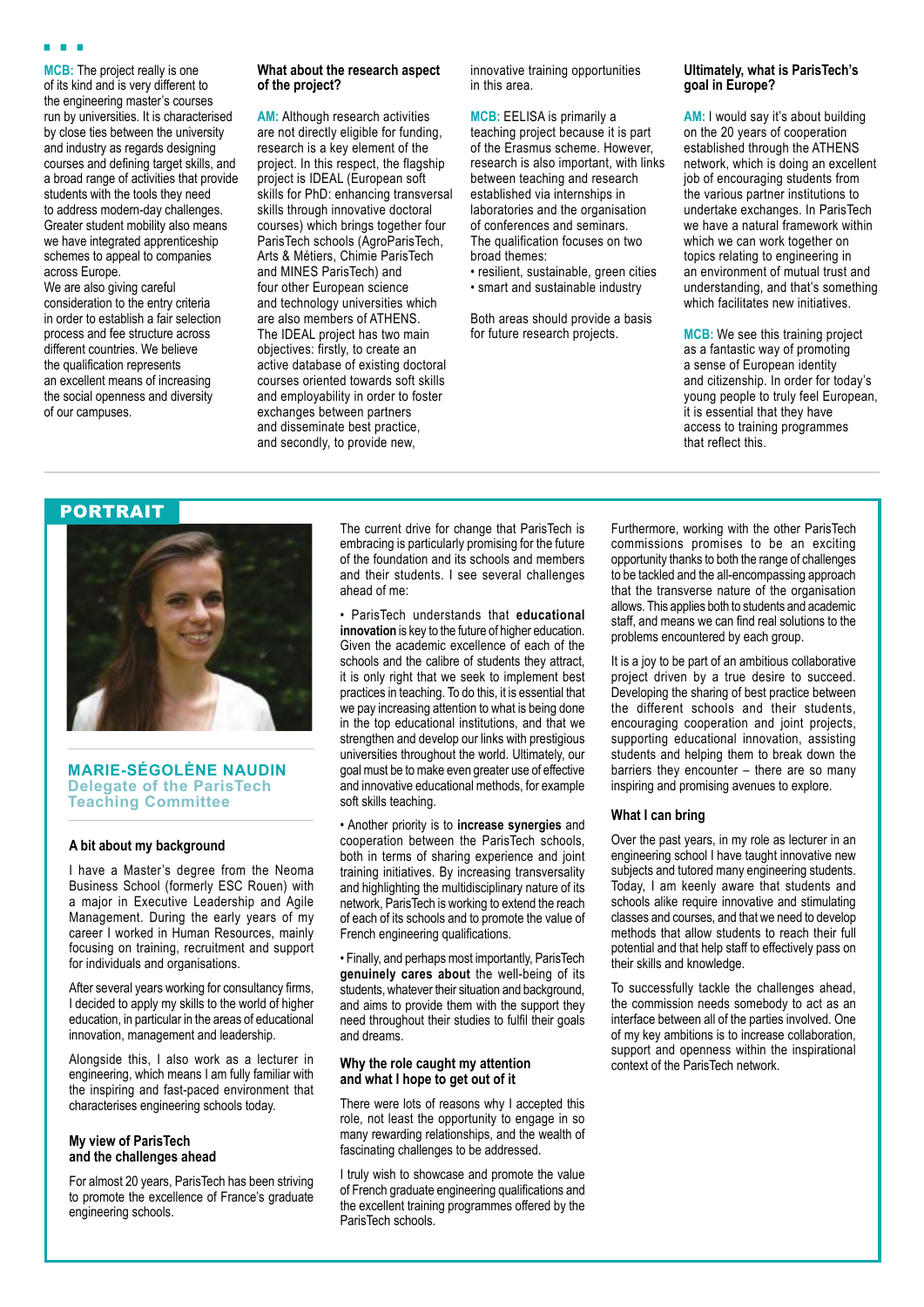**MCB:** The project really is one of its kind and is very different to the engineering master's courses run by universities. It is characterised by close ties between the university and industry as regards designing courses and defining target skills, and a broad range of activities that provide students with the tools they need to address modern-day challenges. Greater student mobility also means we have integrated apprenticeship schemes to appeal to companies across Europe.
We are also giving careful consideration to the entry criteria in order to establish a fair selection process and fee structure across different countries. We believe the qualification represents an excellent means of increasing the social openness and diversity of our campuses.

**What about the research aspect of the project?**

**AM:** Although research activities are not directly eligible for funding, research is a key element of the project. In this respect, the flagship project is IDEAL (European soft skills for PhD: enhancing transversal skills through innovative doctoral courses) which brings together four ParisTech schools (AgroParisTech, Arts & Métiers, Chimie ParisTech and MINES ParisTech) and four other European science and technology universities which are also members of ATHENS. The IDEAL project has two main objectives: firstly, to create an active database of existing doctoral courses oriented towards soft skills and employability in order to foster exchanges between partners and disseminate best practice, and secondly, to provide new, innovative training opportunities in this area.

**MCB:** EELISA is primarily a teaching project because it is part of the Erasmus scheme. However, research is also important, with links between teaching and research established via internships in laboratories and the organisation of conferences and seminars. The qualification focuses on two broad themes:
- resilient, sustainable, green cities
- smart and sustainable industry

Both areas should provide a basis for future research projects.

**Ultimately, what is ParisTech's goal in Europe?**

**AM:** I would say it's about building on the 20 years of cooperation established through the ATHENS network, which is doing an excellent job of encouraging students from the various partner institutions to undertake exchanges. In ParisTech we have a natural framework within which we can work together on topics relating to engineering in an environment of mutual trust and understanding, and that's something which facilitates new initiatives.

**MCB:** We see this training project as a fantastic way of promoting a sense of European identity and citizenship. In order for today's young people to truly feel European, it is essential that they have access to training programmes that reflect this.

## PORTRAIT

### MARIE-SÉGOLÈNE NAUDIN
**Delegate of the ParisTech Teaching Committee**

#### A bit about my background

I have a Master's degree from the Neoma Business School (formerly ESC Rouen) with a major in Executive Leadership and Agile Management. During the early years of my career I worked in Human Resources, mainly focusing on training, recruitment and support for individuals and organisations.

After several years working for consultancy firms, I decided to apply my skills to the world of higher education, in particular in the areas of educational innovation, management and leadership.

Alongside this, I also work as a lecturer in engineering, which means I am fully familiar with the inspiring and fast-paced environment that characterises engineering schools today.

#### My view of ParisTech and the challenges ahead

For almost 20 years, ParisTech has been striving to promote the excellence of France's graduate engineering schools.

The current drive for change that ParisTech is embracing is particularly promising for the future of the foundation and its schools and members and their students. I see several challenges ahead of me:

- ParisTech understands that **educational innovation** is key to the future of higher education. Given the academic excellence of each of the schools and the calibre of students they attract, it is only right that we seek to implement best practices in teaching. To do this, it is essential that we pay increasing attention to what is being done in the top educational institutions, and that we strengthen and develop our links with prestigious universities throughout the world. Ultimately, our goal must be to make even greater use of effective and innovative educational methods, for example soft skills teaching.

- Another priority is to **increase synergies** and cooperation between the ParisTech schools, both in terms of sharing experience and joint training initiatives. By increasing transversality and highlighting the multidisciplinary nature of its network, ParisTech is working to extend the reach of each of its schools and to promote the value of French engineering qualifications.

- Finally, and perhaps most importantly, ParisTech **genuinely cares about** the well-being of its students, whatever their situation and background, and aims to provide them with the support they need throughout their studies to fulfil their goals and dreams.

#### Why the role caught my attention and what I hope to get out of it

There were lots of reasons why I accepted this role, not least the opportunity to engage in so many rewarding relationships, and the wealth of fascinating challenges to be addressed.

I truly wish to showcase and promote the value of French graduate engineering qualifications and the excellent training programmes offered by the ParisTech schools.

Furthermore, working with the other ParisTech commissions promises to be an exciting opportunity thanks to both the range of challenges to be tackled and the all-encompassing approach that the transverse nature of the organisation allows. This applies both to students and academic staff, and means we can find real solutions to the problems encountered by each group.

It is a joy to be part of an ambitious collaborative project driven by a true desire to succeed. Developing the sharing of best practice between the different schools and their students, encouraging cooperation and joint projects, supporting educational innovation, assisting students and helping them to break down the barriers they encounter – there are so many inspiring and promising avenues to explore.

#### What I can bring

Over the past years, in my role as lecturer in an engineering school I have taught innovative new subjects and tutored many engineering students. Today, I am keenly aware that students and schools alike require innovative and stimulating classes and courses, and that we need to develop methods that allow students to reach their full potential and that help staff to effectively pass on their skills and knowledge.

To successfully tackle the challenges ahead, the commission needs somebody to act as an interface between all of the parties involved. One of my key ambitions is to increase collaboration, support and openness within the inspirational context of the ParisTech network.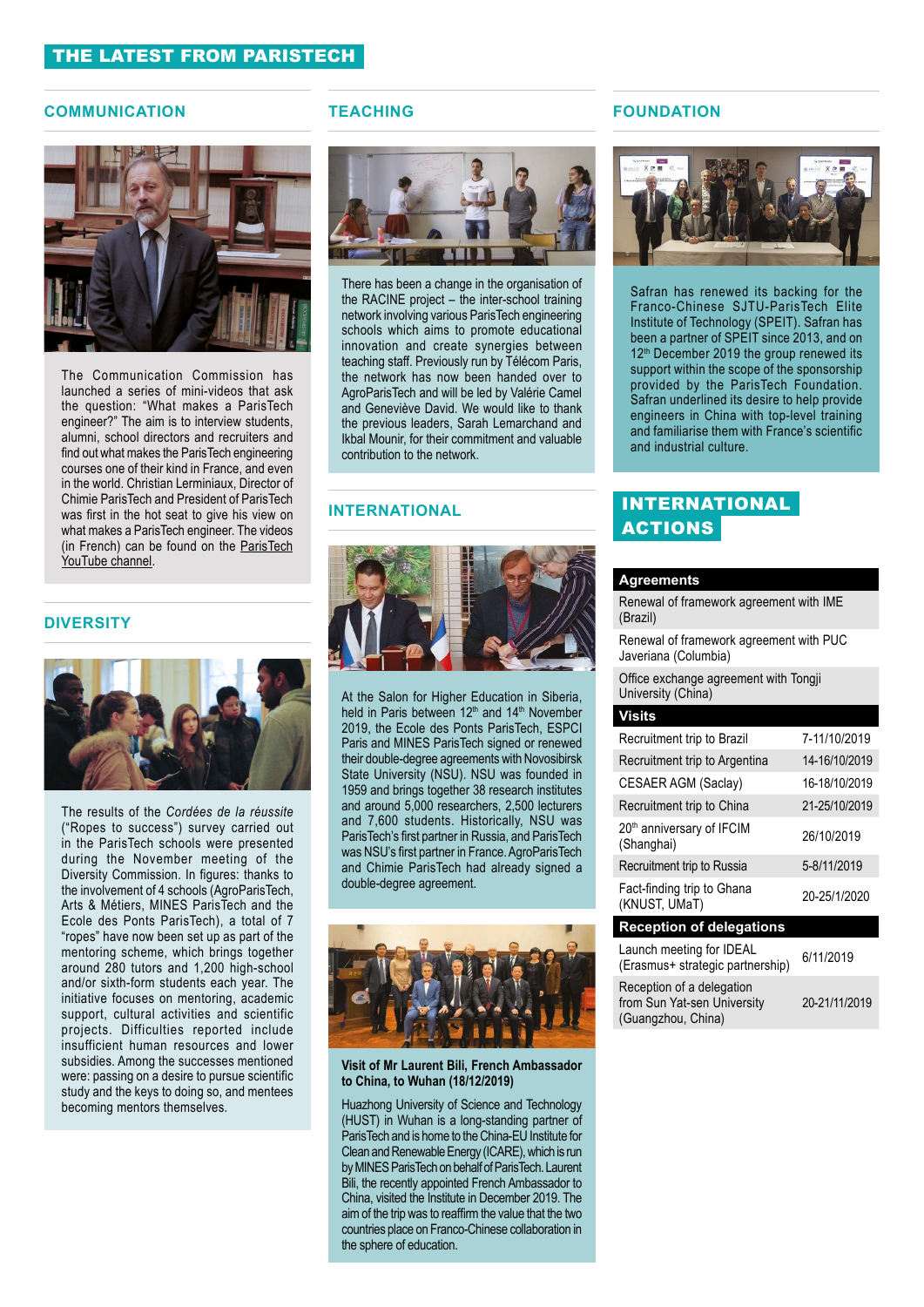# THE LATEST FROM PARISTECH

## COMMUNICATION

The Communication Commission has launched a series of mini-videos that ask the question: "What makes a ParisTech engineer?" The aim is to interview students, alumni, school directors and recruiters and find out what makes the ParisTech engineering courses one of their kind in France, and even in the world. Christian Lerminiaux, Director of Chimie ParisTech and President of ParisTech was first in the hot seat to give his view on what makes a ParisTech engineer. The videos (in French) can be found on the ParisTech YouTube channel.

## DIVERSITY

The results of the *Cordées de la réussite* ("Ropes to success") survey carried out in the ParisTech schools were presented during the November meeting of the Diversity Commission. In figures: thanks to the involvement of 4 schools (AgroParisTech, Arts & Métiers, MINES ParisTech and the Ecole des Ponts ParisTech), a total of 7 "ropes" have been set up as part of the mentoring scheme, which brings together around 280 tutors and 1,200 high-school and/or sixth-form students each year. The initiative focuses on mentoring, academic support, cultural activities and scientific projects. Difficulties reported include insufficient human resources and lower subsidies. Among the successes mentioned were: passing on a desire to pursue scientific study and the keys to doing so, and mentees becoming mentors themselves.

## TEACHING

There has been a change in the organisation of the RACINE project – the inter-school training network involving various ParisTech engineering schools which aims to promote educational innovation and create synergies between teaching staff. Previously run by Télécom Paris, the network has now been handed over to AgroParisTech and will be led by Valérie Camel and Geneviève David. We would like to thank the previous leaders, Sarah Lemarchand and Ikbal Mounir, for their commitment and valuable contribution to the network.

## INTERNATIONAL

At the Salon for Higher Education in Siberia, held in Paris between 12th and 14th November 2019, the Ecole des Ponts ParisTech, ESPCI Paris and MINES ParisTech signed or renewed their double-degree agreements with Novosibirsk State University (NSU). NSU was founded in 1959 and brings together 38 research institutes and around 5,000 researchers, 2,500 lecturers and 7,600 students. Historically, NSU was ParisTech's first partner in Russia, and ParisTech was NSU's first partner in France. AgroParisTech and Chimie ParisTech had already signed a double-degree agreement.

**Visit of Mr Laurent Bili, French Ambassador to China, to Wuhan (18/12/2019)**

Huazhong University of Science and Technology (HUST) in Wuhan is a long-standing partner of ParisTech and is home to the China-EU Institute for Clean and Renewable Energy (ICARE), which is run by MINES ParisTech on behalf of ParisTech. Laurent Bili, the recently appointed French Ambassador to China, visited the Institute in December 2019. The aim of the trip was to reaffirm the value that the two countries place on Franco-Chinese collaboration in the sphere of education.

## FOUNDATION

Safran has renewed its backing for the Franco-Chinese SJTU-ParisTech Elite Institute of Technology (SPEIT). Safran has been a partner of SPEIT since 2013, and on 12th December 2019 the group renewed its support within the scope of the sponsorship provided by the ParisTech Foundation. Safran underlined its desire to help provide engineers in China with top-level training and familiarise them with France's scientific and industrial culture.

## INTERNATIONAL ACTIONS

| Agreements | |
|---|---|
| Renewal of framework agreement with IME (Brazil) | |
| Renewal of framework agreement with PUC Javeriana (Columbia) | |
| Office exchange agreement with Tongji University (China) | |
| **Visits** | |
| Recruitment trip to Brazil | 7-11/10/2019 |
| Recruitment trip to Argentina | 14-16/10/2019 |
| CESAER AGM (Saclay) | 16-18/10/2019 |
| Recruitment trip to China | 21-25/10/2019 |
| 20th anniversary of IFCIM (Shanghai) | 26/10/2019 |
| Recruitment trip to Russia | 5-8/11/2019 |
| Fact-finding trip to Ghana (KNUST, UMaT) | 20-25/1/2020 |
| **Reception of delegations** | |
| Launch meeting for IDEAL (Erasmus+ strategic partnership) | 6/11/2019 |
| Reception of a delegation from Sun Yat-sen University (Guangzhou, China) | 20-21/11/2019 |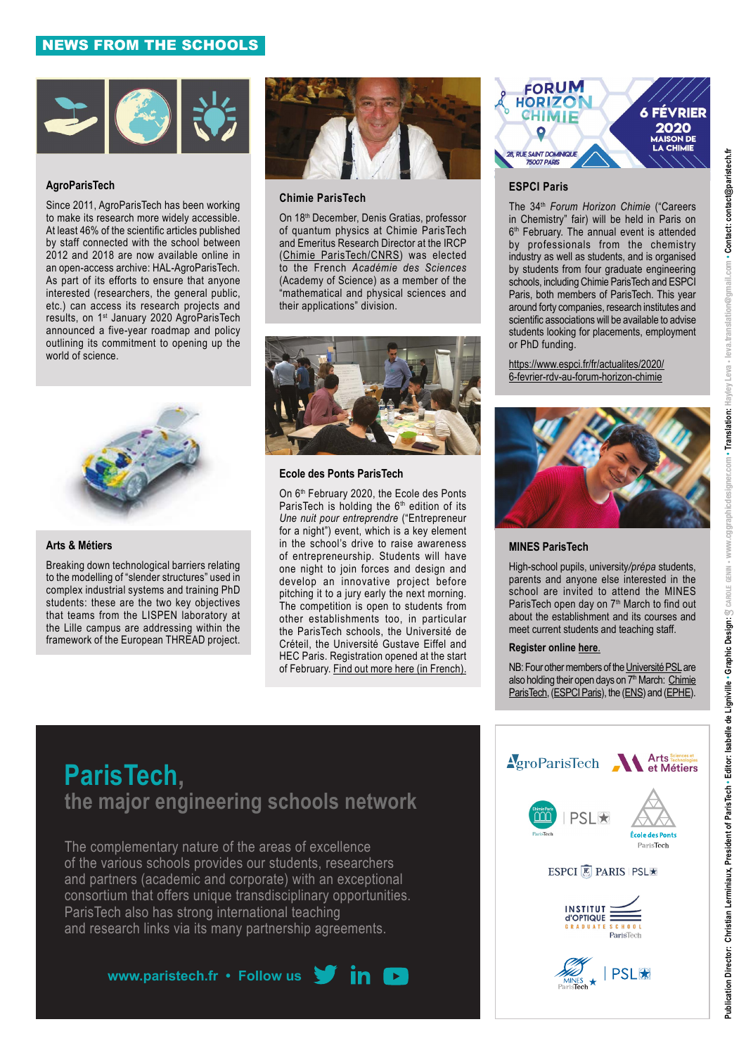## NEWS FROM THE SCHOOLS

### AgroParisTech

Since 2011, AgroParisTech has been working to make its research more widely accessible. At least 46% of the scientific articles published by staff connected with the school between 2012 and 2018 are now available online in an open-access archive: HAL-AgroParisTech. As part of its efforts to ensure that anyone interested (researchers, the general public, etc.) can access its research projects and results, on 1st January 2020 AgroParisTech announced a five-year roadmap and policy outlining its commitment to opening up the world of science.

### Arts & Métiers

Breaking down technological barriers relating to the modelling of "slender structures" used in complex industrial systems and training PhD students: these are the two key objectives that teams from the LISPEN laboratory at the Lille campus are addressing within the framework of the European THREAD project.

### Chimie ParisTech

On 18th December, Denis Gratias, professor of quantum physics at Chimie ParisTech and Emeritus Research Director at the IRCP (Chimie ParisTech/CNRS) was elected to the French *Académie des Sciences* (Academy of Science) as a member of the "mathematical and physical sciences and their applications" division.

### Ecole des Ponts ParisTech

On 6th February 2020, the Ecole des Ponts ParisTech is holding the 6th edition of its *Une nuit pour entreprendre* ("Entrepreneur for a night") event, which is a key element in the school's drive to raise awareness of entrepreneurship. Students will have one night to join forces and design and develop an innovative project before pitching it to a jury early the next morning. The competition is open to students from other establishments too, in particular the ParisTech schools, the Université de Créteil, the Université Gustave Eiffel and HEC Paris. Registration opened at the start of February. Find out more here (in French).

FORUM HORIZON CHIMIE
6 FÉVRIER 2020
MAISON DE LA CHIMIE
28, RUE SAINT DOMINIQUE 75007 PARIS

### ESPCI Paris

The 34th *Forum Horizon Chimie* ("Careers in Chemistry" fair) will be held in Paris on 6th February. The annual event is attended by professionals from the chemistry industry as well as students, and is organised by students from four graduate engineering schools, including Chimie ParisTech and ESPCI Paris, both members of ParisTech. This year around forty companies, research institutes and scientific associations will be available to advise students looking for placements, employment or PhD funding.

https://www.espci.fr/fr/actualites/2020/6-fevrier-rdv-au-forum-horizon-chimie

### MINES ParisTech

High-school pupils, university/*prépa* students, parents and anyone else interested in the school are invited to attend the MINES ParisTech open day on 7th March to find out about the establishment and its courses and meet current students and teaching staff.

**Register online here.**

NB: Four other members of the Université PSL are also holding their open days on 7th March: Chimie ParisTech, (ESPCI Paris), the (ENS) and (EPHE).

# ParisTech,
## the major engineering schools network

The complementary nature of the areas of excellence of the various schools provides our students, researchers and partners (academic and corporate) with an exceptional consortium that offers unique transdisciplinary opportunities. ParisTech also has strong international teaching and research links via its many partnership agreements.

**www.paristech.fr • Follow us**

AgroParisTech · Arts et Métiers · Chimie ParisTech PSL · École des Ponts ParisTech · ESPCI PARIS PSL · INSTITUT d'OPTIQUE GRADUATE SCHOOL ParisTech · MINES ParisTech PSL

Publication Director: Christian Lerminiaux, President of ParisTech • Editor: Isabelle de Lignivile • Graphic Design: © CAROLE GENIN - www.cggraphicdesigner.com • Translation: Hayley Leva - leva.translation@gmail.com • Contact: contact@paristech.fr